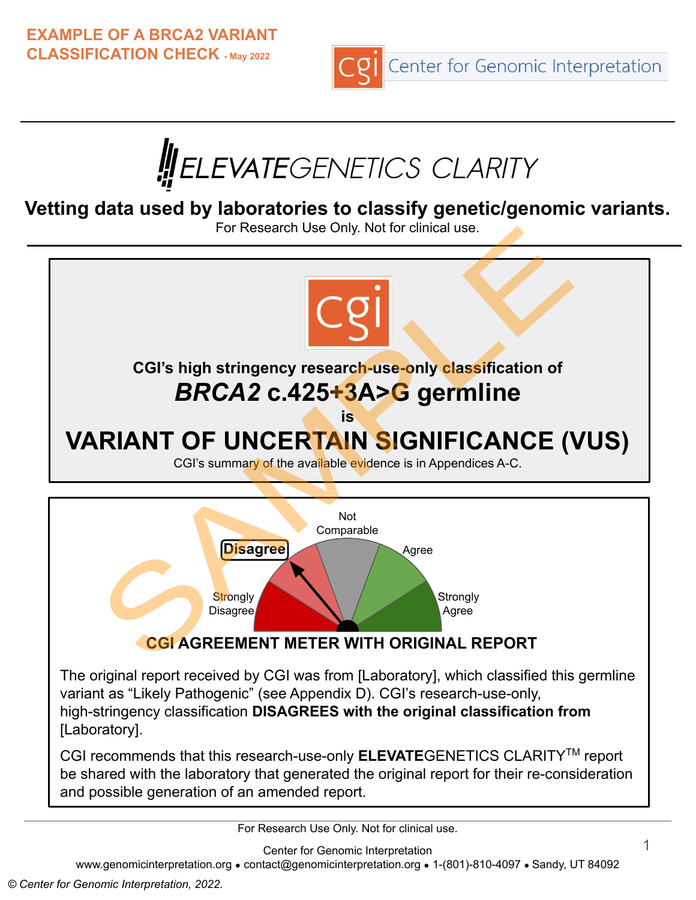**EXAMPLE OF A BRCA2 VARIANT CLASSIFICATION CHECK** - May 2022

Center for Genomic Interpretation

# ELEVATEGENETICS CLARITY

**Vetting data used by laboratories to classify genetic/genomic variants.**

For Research Use Only. Not for clinical use.

**CGI's high stringency research-use-only classification of**

## *BRCA2* c.425+3A>G germline

**is**

# VARIANT OF UNCERTAIN SIGNIFICANCE (VUS)

CGI's summary of the available evidence is in Appendices A-C.

Strongly Disagree | **Disagree** | Not Comparable | Agree | Strongly Agree

**CGI AGREEMENT METER WITH ORIGINAL REPORT**

The original report received by CGI was from [Laboratory], which classified this germline variant as "Likely Pathogenic" (see Appendix D). CGI's research-use-only, high-stringency classification **DISAGREES with the original classification from** [Laboratory].

CGI recommends that this research-use-only **ELEVATE**GENETICS CLARITY™ report be shared with the laboratory that generated the original report for their re-consideration and possible generation of an amended report.

For Research Use Only. Not for clinical use.

Center for Genomic Interpretation

www.genomicinterpretation.org • contact@genomicinterpretation.org • 1-(801)-810-4097 • Sandy, UT 84092

*© Center for Genomic Interpretation, 2022.*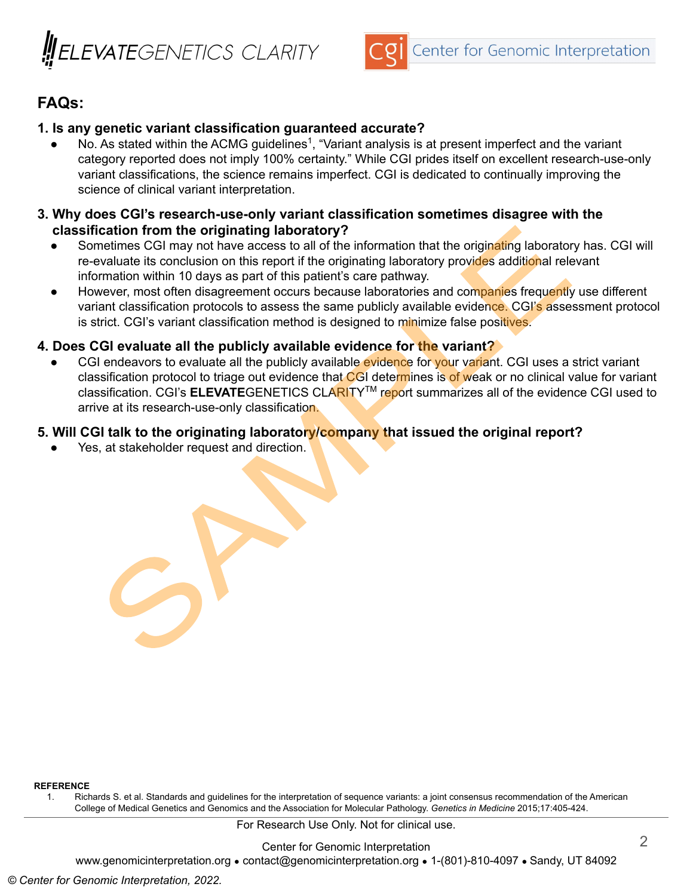## FAQs:

**1. Is any genetic variant classification guaranteed accurate?**

- No. As stated within the ACMG guidelines[1], "Variant analysis is at present imperfect and the variant category reported does not imply 100% certainty." While CGI prides itself on excellent research-use-only variant classifications, the science remains imperfect. CGI is dedicated to continually improving the science of clinical variant interpretation.

**3. Why does CGI's research-use-only variant classification sometimes disagree with the classification from the originating laboratory?**

- Sometimes CGI may not have access to all of the information that the originating laboratory has. CGI will re-evaluate its conclusion on this report if the originating laboratory provides additional relevant information within 10 days as part of this patient's care pathway.
- However, most often disagreement occurs because laboratories and companies frequently use different variant classification protocols to assess the same publicly available evidence. CGI's assessment protocol is strict. CGI's variant classification method is designed to minimize false positives.

**4. Does CGI evaluate all the publicly available evidence for the variant?**

- CGI endeavors to evaluate all the publicly available evidence for your variant. CGI uses a strict variant classification protocol to triage out evidence that CGI determines is of weak or no clinical value for variant classification. CGI's **ELEVATE**GENETICS CLARITY™ report summarizes all of the evidence CGI used to arrive at its research-use-only classification.

**5. Will CGI talk to the originating laboratory/company that issued the original report?**

- Yes, at stakeholder request and direction.

**REFERENCE**

1. Richards S. et al. Standards and guidelines for the interpretation of sequence variants: a joint consensus recommendation of the American College of Medical Genetics and Genomics and the Association for Molecular Pathology. *Genetics in Medicine* 2015;17:405-424.

For Research Use Only. Not for clinical use.

Center for Genomic Interpretation
www.genomicinterpretation.org • contact@genomicinterpretation.org • 1-(801)-810-4097 • Sandy, UT 84092

*© Center for Genomic Interpretation, 2022.*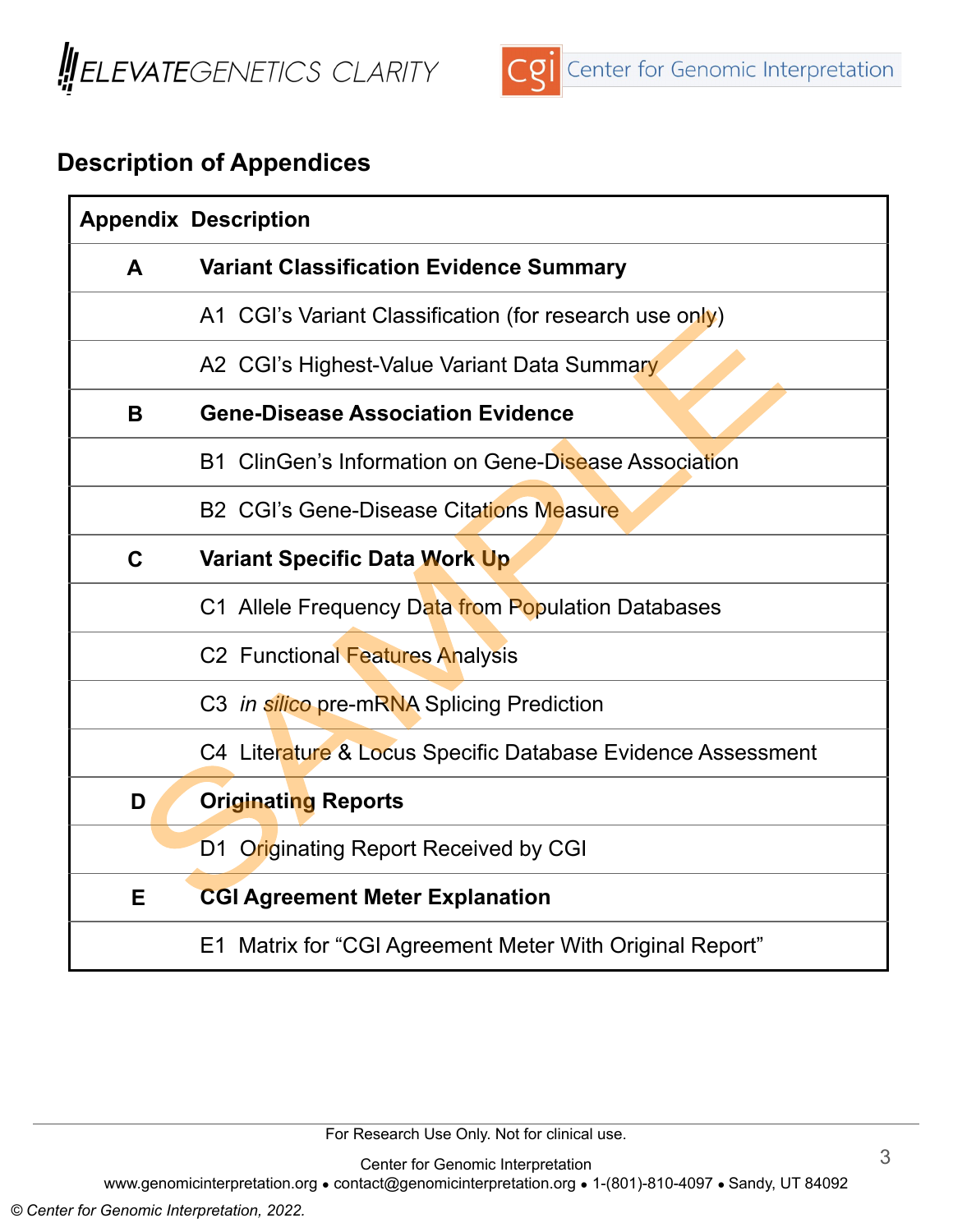## Description of Appendices

| Appendix | Description |
|---|---|
| **A** | **Variant Classification Evidence Summary** |
| | A1 CGI's Variant Classification (for research use only) |
| | A2 CGI's Highest-Value Variant Data Summary |
| **B** | **Gene-Disease Association Evidence** |
| | B1 ClinGen's Information on Gene-Disease Association |
| | B2 CGI's Gene-Disease Citations Measure |
| **C** | **Variant Specific Data Work Up** |
| | C1 Allele Frequency Data from Population Databases |
| | C2 Functional Features Analysis |
| | C3 *in silico* pre-mRNA Splicing Prediction |
| | C4 Literature & Locus Specific Database Evidence Assessment |
| **D** | **Originating Reports** |
| | D1 Originating Report Received by CGI |
| **E** | **CGI Agreement Meter Explanation** |
| | E1 Matrix for "CGI Agreement Meter With Original Report" |

For Research Use Only. Not for clinical use.

Center for Genomic Interpretation
www.genomicinterpretation.org • contact@genomicinterpretation.org • 1-(801)-810-4097 • Sandy, UT 84092

*© Center for Genomic Interpretation, 2022.*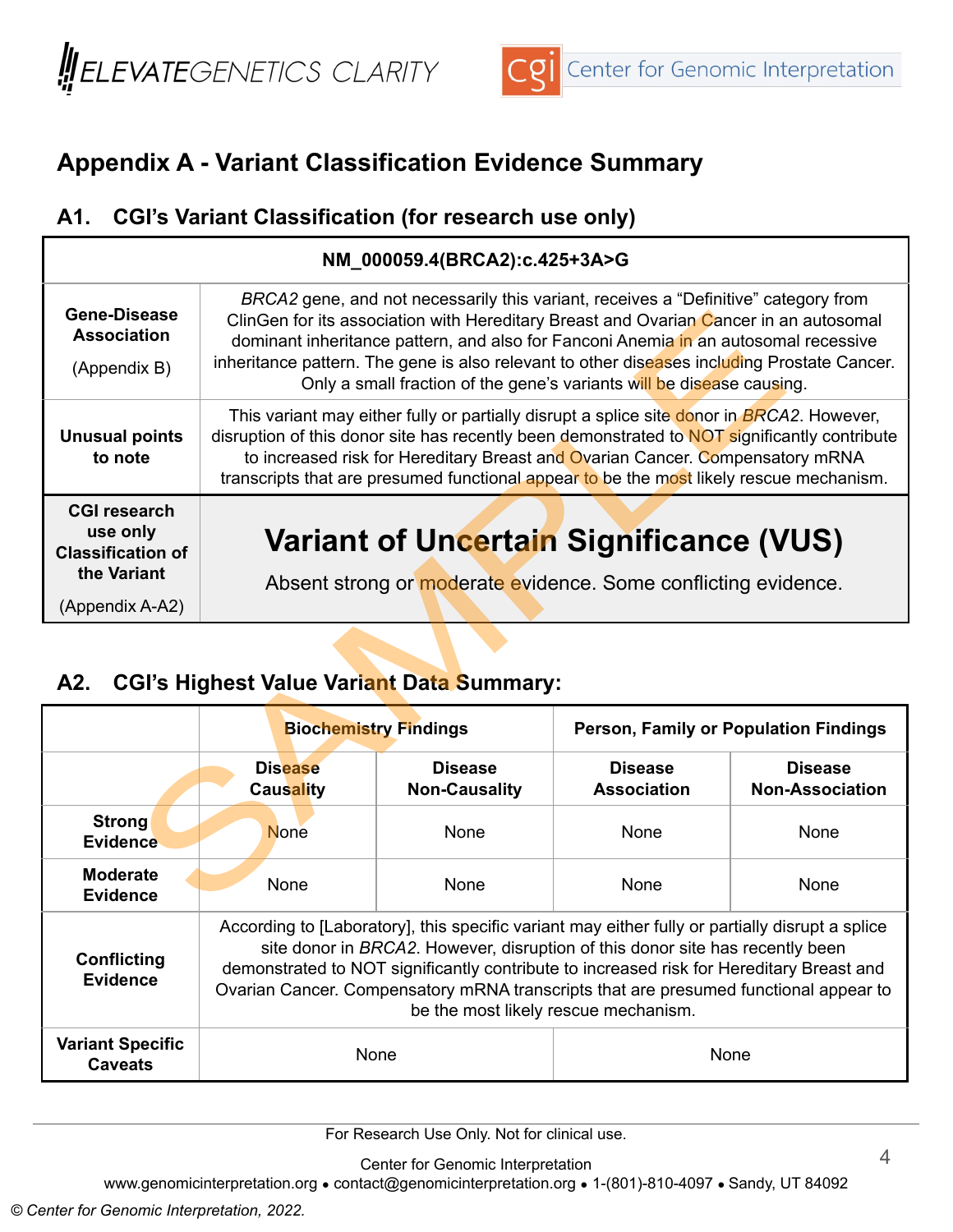## Appendix A - Variant Classification Evidence Summary

### A1. CGI's Variant Classification (for research use only)

| NM_000059.4(BRCA2):c.425+3A>G | |
|---|---|
| **Gene-Disease Association** (Appendix B) | *BRCA2* gene, and not necessarily this variant, receives a "Definitive" category from ClinGen for its association with Hereditary Breast and Ovarian Cancer in an autosomal dominant inheritance pattern, and also for Fanconi Anemia in an autosomal recessive inheritance pattern. The gene is also relevant to other diseases including Prostate Cancer. Only a small fraction of the gene's variants will be disease causing. |
| **Unusual points to note** | This variant may either fully or partially disrupt a splice site donor in *BRCA2*. However, disruption of this donor site has recently been demonstrated to NOT significantly contribute to increased risk for Hereditary Breast and Ovarian Cancer. Compensatory mRNA transcripts that are presumed functional appear to be the most likely rescue mechanism. |
| **CGI research use only Classification of the Variant** (Appendix A-A2) | **Variant of Uncertain Significance (VUS)** Absent strong or moderate evidence. Some conflicting evidence. |

### A2. CGI's Highest Value Variant Data Summary:

| | Biochemistry Findings | | Person, Family or Population Findings | |
|---|---|---|---|---|
| | **Disease Causality** | **Disease Non-Causality** | **Disease Association** | **Disease Non-Association** |
| **Strong Evidence** | None | None | None | None |
| **Moderate Evidence** | None | None | None | None |
| **Conflicting Evidence** | According to [Laboratory], this specific variant may either fully or partially disrupt a splice site donor in *BRCA2*. However, disruption of this donor site has recently been demonstrated to NOT significantly contribute to increased risk for Hereditary Breast and Ovarian Cancer. Compensatory mRNA transcripts that are presumed functional appear to be the most likely rescue mechanism. | | | |
| **Variant Specific Caveats** | None | | None | |

For Research Use Only. Not for clinical use.

Center for Genomic Interpretation
www.genomicinterpretation.org • contact@genomicinterpretation.org • 1-(801)-810-4097 • Sandy, UT 84092

© Center for Genomic Interpretation, 2022.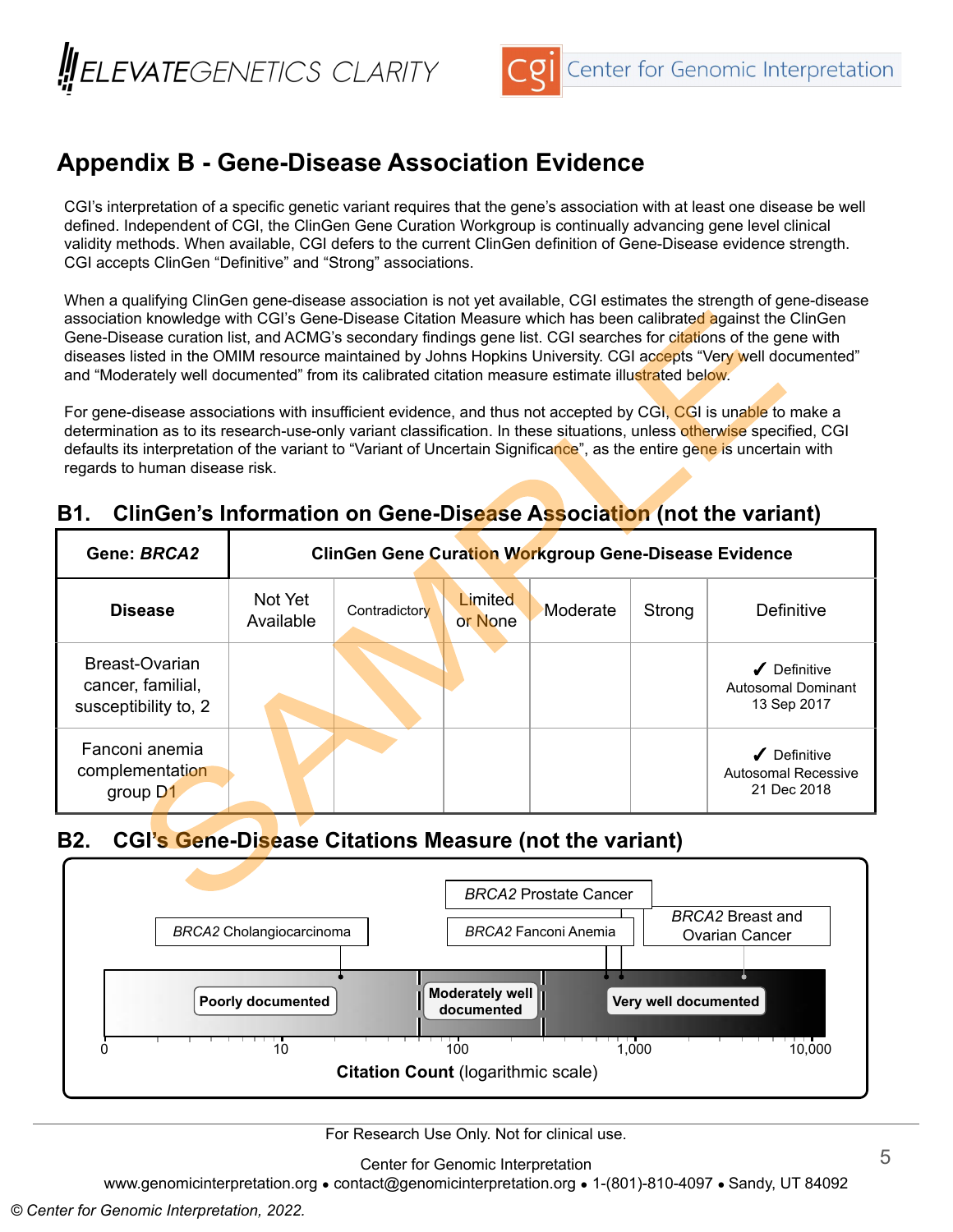## Appendix B - Gene-Disease Association Evidence

CGI's interpretation of a specific genetic variant requires that the gene's association with at least one disease be well defined. Independent of CGI, the ClinGen Gene Curation Workgroup is continually advancing gene level clinical validity methods. When available, CGI defers to the current ClinGen definition of Gene-Disease evidence strength. CGI accepts ClinGen "Definitive" and "Strong" associations.

When a qualifying ClinGen gene-disease association is not yet available, CGI estimates the strength of gene-disease association knowledge with CGI's Gene-Disease Citation Measure which has been calibrated against the ClinGen Gene-Disease curation list, and ACMG's secondary findings gene list. CGI searches for citations of the gene with diseases listed in the OMIM resource maintained by Johns Hopkins University. CGI accepts "Very well documented" and "Moderately well documented" from its calibrated citation measure estimate illustrated below.

For gene-disease associations with insufficient evidence, and thus not accepted by CGI, CGI is unable to make a determination as to its research-use-only variant classification. In these situations, unless otherwise specified, CGI defaults its interpretation of the variant to "Variant of Uncertain Significance", as the entire gene is uncertain with regards to human disease risk.

### B1. ClinGen's Information on Gene-Disease Association (not the variant)

| Gene: *BRCA2* | ClinGen Gene Curation Workgroup Gene-Disease Evidence | | | | | |
|---|---|---|---|---|---|---|
| **Disease** | Not Yet Available | Contradictory | Limited or None | Moderate | Strong | Definitive |
| Breast-Ovarian cancer, familial, susceptibility to, 2 | | | | | | ✔ Definitive Autosomal Dominant 13 Sep 2017 |
| Fanconi anemia complementation group D1 | | | | | | ✔ Definitive Autosomal Recessive 21 Dec 2018 |

### B2. CGI's Gene-Disease Citations Measure (not the variant)

| Gene-Disease | Citation category |
|---|---|
| *BRCA2* Cholangiocarcinoma | Poorly documented |
| *BRCA2* Fanconi Anemia | Very well documented |
| *BRCA2* Prostate Cancer | Very well documented |
| *BRCA2* Breast and Ovarian Cancer | Very well documented |

Categories: Poorly documented; Moderately well documented; Very well documented

Citation Count (logarithmic scale): 0, 10, 100, 1,000, 10,000

For Research Use Only. Not for clinical use.

Center for Genomic Interpretation
www.genomicinterpretation.org • contact@genomicinterpretation.org • 1-(801)-810-4097 • Sandy, UT 84092

© Center for Genomic Interpretation, 2022.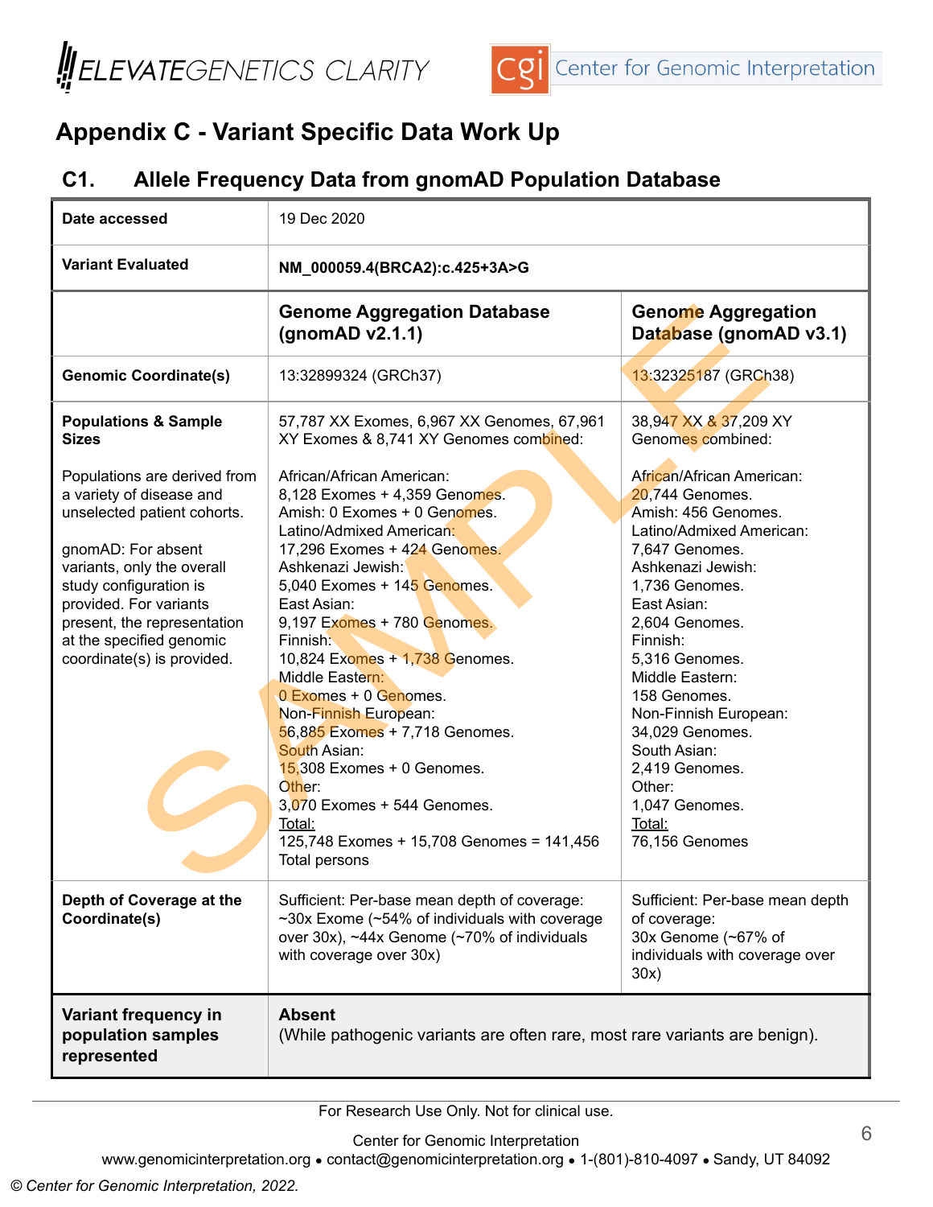## Appendix C - Variant Specific Data Work Up

### C1. Allele Frequency Data from gnomAD Population Database

| **Date accessed** | 19 Dec 2020 | |
|---|---|---|
| **Variant Evaluated** | **NM_000059.4(BRCA2):c.425+3A>G** | |
| | **Genome Aggregation Database (gnomAD v2.1.1)** | **Genome Aggregation Database (gnomAD v3.1)** |
| **Genomic Coordinate(s)** | 13:32899324 (GRCh37) | 13:32325187 (GRCh38) |
| **Populations & Sample Sizes**<br><br>Populations are derived from a variety of disease and unselected patient cohorts.<br><br>gnomAD: For absent variants, only the overall study configuration is provided. For variants present, the representation at the specified genomic coordinate(s) is provided. | 57,787 XX Exomes, 6,967 XX Genomes, 67,961 XY Exomes & 8,741 XY Genomes combined:<br><br>African/African American:<br>8,128 Exomes + 4,359 Genomes.<br>Amish: 0 Exomes + 0 Genomes.<br>Latino/Admixed American:<br>17,296 Exomes + 424 Genomes.<br>Ashkenazi Jewish:<br>5,040 Exomes + 145 Genomes.<br>East Asian:<br>9,197 Exomes + 780 Genomes.<br>Finnish:<br>10,824 Exomes + 1,738 Genomes.<br>Middle Eastern:<br>0 Exomes + 0 Genomes.<br>Non-Finnish European:<br>56,885 Exomes + 7,718 Genomes.<br>South Asian:<br>15,308 Exomes + 0 Genomes.<br>Other:<br>3,070 Exomes + 544 Genomes.<br>Total:<br>125,748 Exomes + 15,708 Genomes = 141,456 Total persons | 38,947 XX & 37,209 XY Genomes combined:<br><br>African/African American:<br>20,744 Genomes.<br>Amish: 456 Genomes.<br>Latino/Admixed American:<br>7,647 Genomes.<br>Ashkenazi Jewish:<br>1,736 Genomes.<br>East Asian:<br>2,604 Genomes.<br>Finnish:<br>5,316 Genomes.<br>Middle Eastern:<br>158 Genomes.<br>Non-Finnish European:<br>34,029 Genomes.<br>South Asian:<br>2,419 Genomes.<br>Other:<br>1,047 Genomes.<br>Total:<br>76,156 Genomes |
| **Depth of Coverage at the Coordinate(s)** | Sufficient: Per-base mean depth of coverage: ~30x Exome (~54% of individuals with coverage over 30x), ~44x Genome (~70% of individuals with coverage over 30x) | Sufficient: Per-base mean depth of coverage:<br>30x Genome (~67% of individuals with coverage over 30x) |
| **Variant frequency in population samples represented** | **Absent**<br>(While pathogenic variants are often rare, most rare variants are benign). | |

For Research Use Only. Not for clinical use.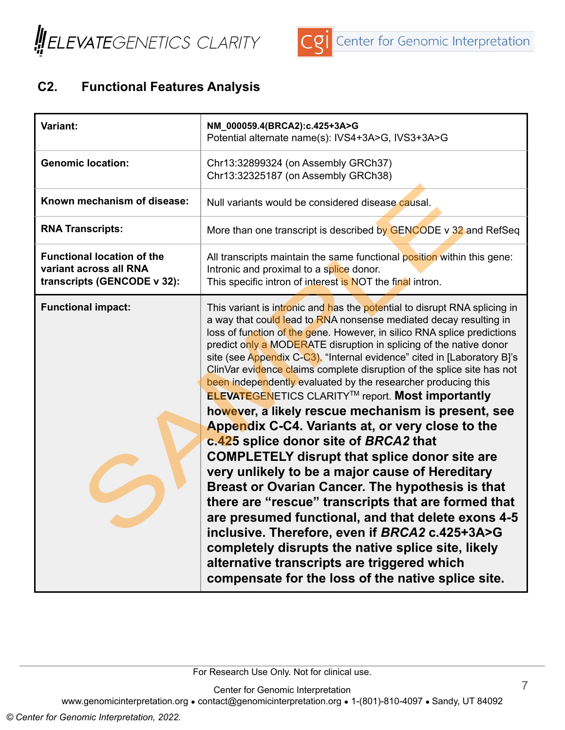## C2. Functional Features Analysis

| | |
|---|---|
| **Variant:** | **NM_000059.4(BRCA2):c.425+3A>G**<br>Potential alternate name(s): IVS4+3A>G, IVS3+3A>G |
| **Genomic location:** | Chr13:32899324 (on Assembly GRCh37)<br>Chr13:32325187 (on Assembly GRCh38) |
| **Known mechanism of disease:** | Null variants would be considered disease causal. |
| **RNA Transcripts:** | More than one transcript is described by GENCODE v 32 and RefSeq |
| **Functional location of the variant across all RNA transcripts (GENCODE v 32):** | All transcripts maintain the same functional position within this gene: Intronic and proximal to a splice donor.<br>This specific intron of interest is NOT the final intron. |
| **Functional impact:** | This variant is intronic and has the potential to disrupt RNA splicing in a way that could lead to RNA nonsense mediated decay resulting in loss of function of the gene. However, in silico RNA splice predictions predict only a MODERATE disruption in splicing of the native donor site (see Appendix C-C3). "Internal evidence" cited in [Laboratory B]'s ClinVar evidence claims complete disruption of the splice site has not been independently evaluated by the researcher producing this ELEVATEGENETICS CLARITY™ report. **Most importantly however, a likely rescue mechanism is present, see Appendix C-C4. Variants at, or very close to the c.425 splice donor site of *BRCA2* that COMPLETELY disrupt that splice donor site are very unlikely to be a major cause of Hereditary Breast or Ovarian Cancer. The hypothesis is that there are "rescue" transcripts that are formed that are presumed functional, and that delete exons 4-5 inclusive. Therefore, even if *BRCA2* c.425+3A>G completely disrupts the native splice site, likely alternative transcripts are triggered which compensate for the loss of the native splice site.** |

For Research Use Only. Not for clinical use.

Center for Genomic Interpretation
www.genomicinterpretation.org • contact@genomicinterpretation.org • 1-(801)-810-4097 • Sandy, UT 84092

© Center for Genomic Interpretation, 2022.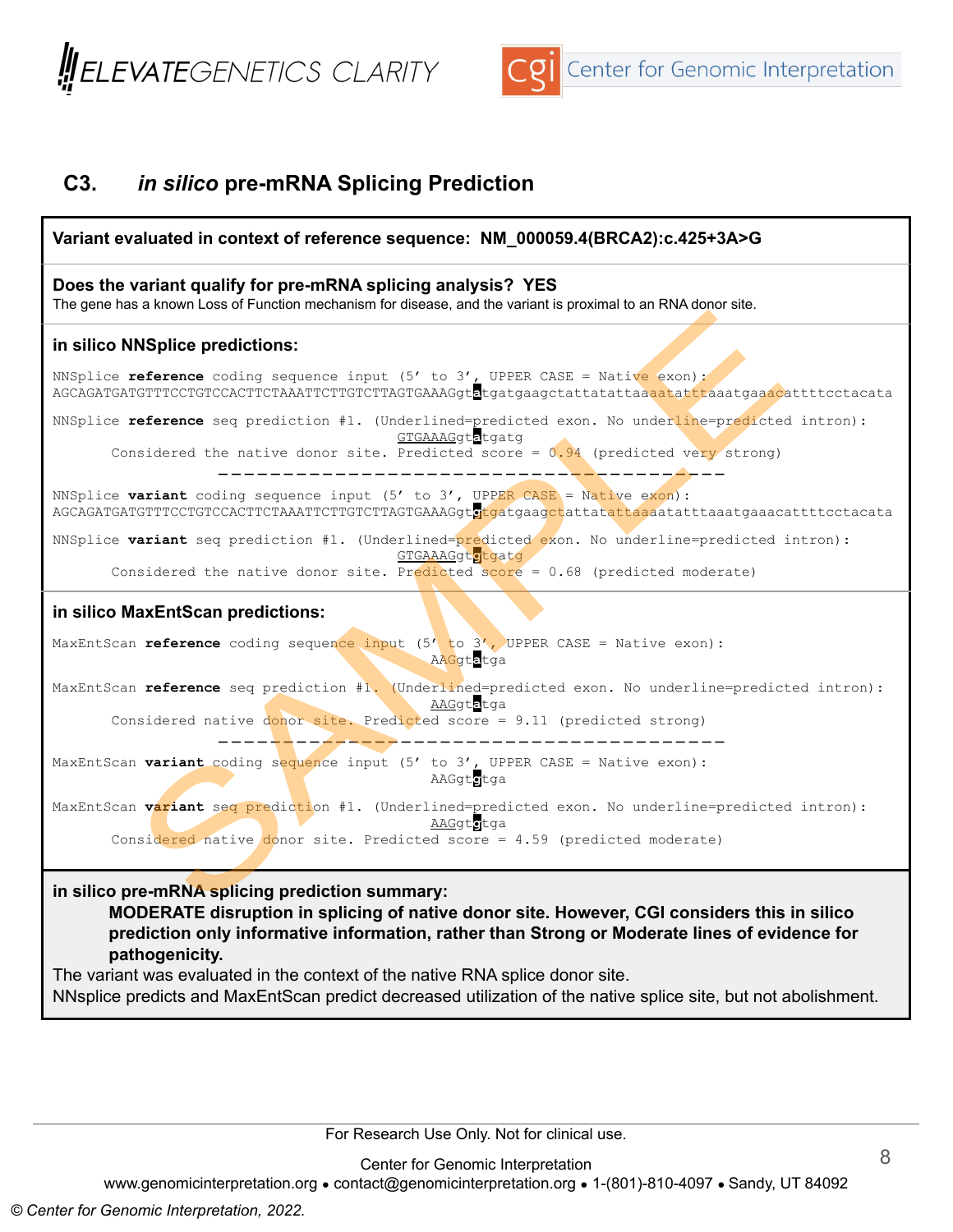## C3. *in silico* pre-mRNA Splicing Prediction

**Variant evaluated in context of reference sequence: NM_000059.4(BRCA2):c.425+3A>G**

**Does the variant qualify for pre-mRNA splicing analysis? YES**

The gene has a known Loss of Function mechanism for disease, and the variant is proximal to an RNA donor site.

### in silico NNSplice predictions:

```
NNSplice reference coding sequence input (5' to 3', UPPER CASE = Native exon):
AGCAGATGATGTTTCCTGTCCACTTCTAAATTCTTGTCTTAGTGAAAGgtatgatgaagctattatattaaaatatttaaatgaaacattttcctacata

NNSplice reference seq prediction #1. (Underlined=predicted exon. No underline=predicted intron):
                                                GTGAAAGgtatgatg
       Considered the native donor site. Predicted score = 0.94 (predicted very strong)
```

---

```
NNSplice variant coding sequence input (5' to 3', UPPER CASE = Native exon):
AGCAGATGATGTTTCCTGTCCACTTCTAAATTCTTGTCTTAGTGAAAGgtgtgatgaagctattatattaaaatatttaaatgaaacattttcctacata

NNSplice variant seq prediction #1. (Underlined=predicted exon. No underline=predicted intron):
                                                GTGAAAGgtgtgatg
       Considered the native donor site. Predicted score = 0.68 (predicted moderate)
```

### in silico MaxEntScan predictions:

```
MaxEntScan reference coding sequence input (5' to 3', UPPER CASE = Native exon):
                                                    AAGgtatga

MaxEntScan reference seq prediction #1. (Underlined=predicted exon. No underline=predicted intron):
                                                    AAGgtatga
       Considered native donor site. Predicted score = 9.11 (predicted strong)
```

---

```
MaxEntScan variant coding sequence input (5' to 3', UPPER CASE = Native exon):
                                                    AAGgtgtga

MaxEntScan variant seq prediction #1. (Underlined=predicted exon. No underline=predicted intron):
                                                    AAGgtgtga
       Considered native donor site. Predicted score = 4.59 (predicted moderate)
```

**in silico pre-mRNA splicing prediction summary:**

**MODERATE disruption in splicing of native donor site. However, CGI considers this in silico prediction only informative information, rather than Strong or Moderate lines of evidence for pathogenicity.**

The variant was evaluated in the context of the native RNA splice donor site.

NNsplice predicts and MaxEntScan predict decreased utilization of the native splice site, but not abolishment.

For Research Use Only. Not for clinical use.

Center for Genomic Interpretation
www.genomicinterpretation.org • contact@genomicinterpretation.org • 1-(801)-810-4097 • Sandy, UT 84092

*© Center for Genomic Interpretation, 2022.*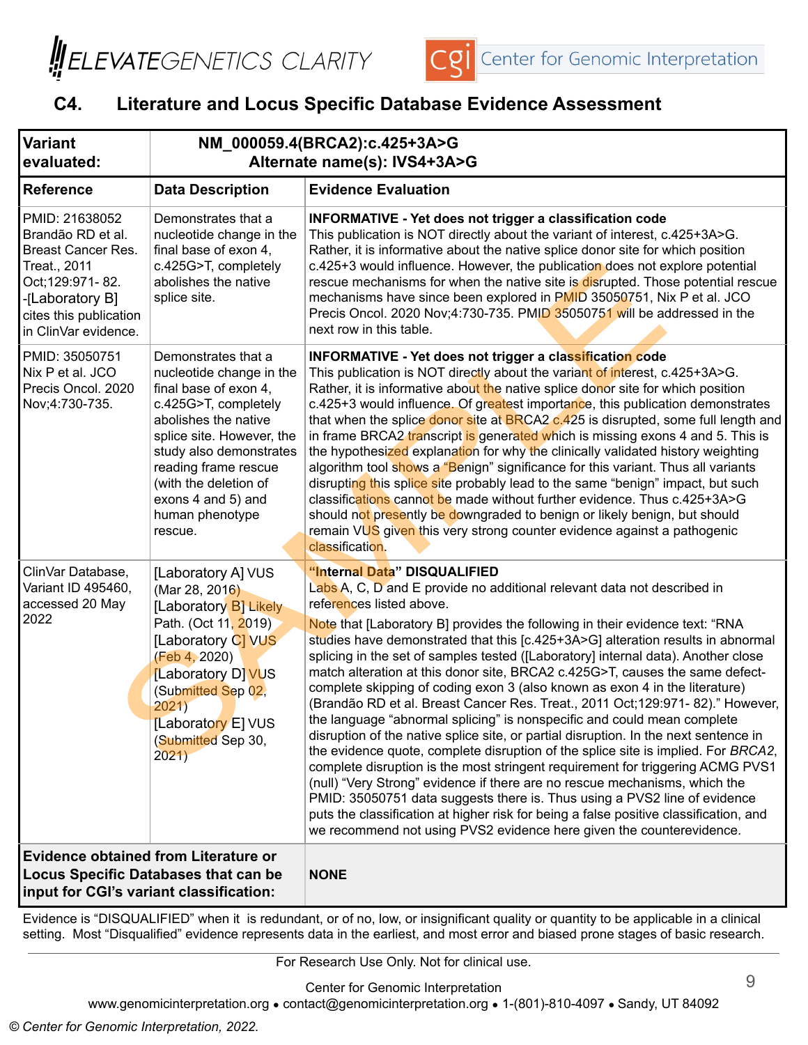## C4. Literature and Locus Specific Database Evidence Assessment

| Variant evaluated: | NM_000059.4(BRCA2):c.425+3A>G<br>Alternate name(s): IVS4+3A>G | |
|---|---|---|
| **Reference** | **Data Description** | **Evidence Evaluation** |
| PMID: 21638052 Brandão RD et al. Breast Cancer Res. Treat., 2011 Oct;129:971- 82. -[Laboratory B] cites this publication in ClinVar evidence. | Demonstrates that a nucleotide change in the final base of exon 4, c.425G>T, completely abolishes the native splice site. | **INFORMATIVE - Yet does not trigger a classification code**<br>This publication is NOT directly about the variant of interest, c.425+3A>G. Rather, it is informative about the native splice donor site for which position c.425+3 would influence. However, the publication does not explore potential rescue mechanisms for when the native site is disrupted. Those potential rescue mechanisms have since been explored in PMID 35050751, Nix P et al. JCO Precis Oncol. 2020 Nov;4:730-735. PMID 35050751 will be addressed in the next row in this table. |
| PMID: 35050751 Nix P et al. JCO Precis Oncol. 2020 Nov;4:730-735. | Demonstrates that a nucleotide change in the final base of exon 4, c.425G>T, completely abolishes the native splice site. However, the study also demonstrates reading frame rescue (with the deletion of exons 4 and 5) and human phenotype rescue. | **INFORMATIVE - Yet does not trigger a classification code**<br>This publication is NOT directly about the variant of interest, c.425+3A>G. Rather, it is informative about the native splice donor site for which position c.425+3 would influence. Of greatest importance, this publication demonstrates that when the splice donor site at BRCA2 c.425 is disrupted, some full length and in frame BRCA2 transcript is generated which is missing exons 4 and 5. This is the hypothesized explanation for why the clinically validated history weighting algorithm tool shows a "Benign" significance for this variant. Thus all variants disrupting this splice site probably lead to the same "benign" impact, but such classifications cannot be made without further evidence. Thus c.425+3A>G should not presently be downgraded to benign or likely benign, but should remain VUS given this very strong counter evidence against a pathogenic classification. |
| ClinVar Database, Variant ID 495460, accessed 20 May 2022 | [Laboratory A] VUS (Mar 28, 2016)<br>[Laboratory B] Likely Path. (Oct 11, 2019)<br>[Laboratory C] VUS (Feb 4, 2020)<br>[Laboratory D] VUS (Submitted Sep 02, 2021)<br>[Laboratory E] VUS (Submitted Sep 30, 2021) | **"Internal Data" DISQUALIFIED**<br>Labs A, C, D and E provide no additional relevant data not described in references listed above.<br><br>Note that [Laboratory B] provides the following in their evidence text: "RNA studies have demonstrated that this [c.425+3A>G] alteration results in abnormal splicing in the set of samples tested ([Laboratory] internal data). Another close match alteration at this donor site, BRCA2 c.425G>T, causes the same defect-complete skipping of coding exon 3 (also known as exon 4 in the literature) (Brandão RD et al. Breast Cancer Res. Treat., 2011 Oct;129:971- 82)." However, the language "abnormal splicing" is nonspecific and could mean complete disruption of the native splice site, or partial disruption. In the next sentence in the evidence quote, complete disruption of the splice site is implied. For *BRCA2*, complete disruption is the most stringent requirement for triggering ACMG PVS1 (null) "Very Strong" evidence if there are no rescue mechanisms, which the PMID: 35050751 data suggests there is. Thus using a PVS2 line of evidence puts the classification at higher risk for being a false positive classification, and we recommend not using PVS2 evidence here given the counterevidence. |
| **Evidence obtained from Literature or Locus Specific Databases that can be input for CGI's variant classification:** | | **NONE** |

Evidence is "DISQUALIFIED" when it is redundant, or of no, low, or insignificant quality or quantity to be applicable in a clinical setting. Most "Disqualified" evidence represents data in the earliest, and most error and biased prone stages of basic research.

For Research Use Only. Not for clinical use.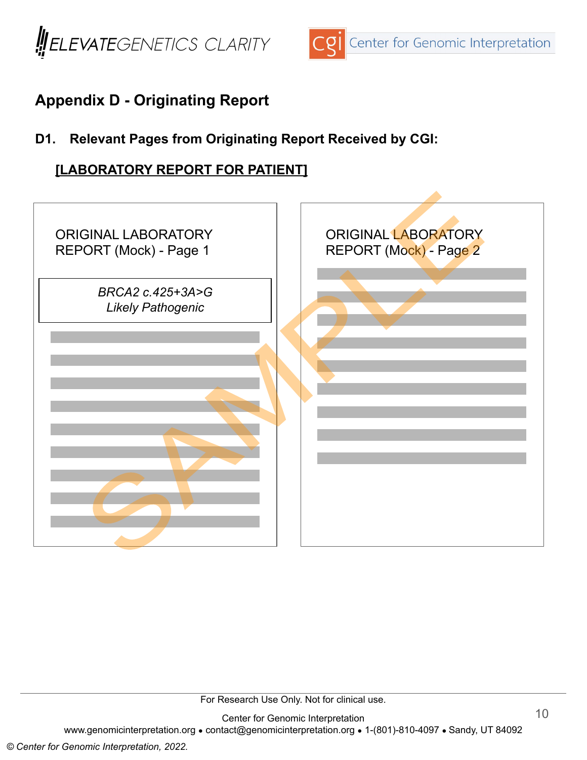# Appendix D - Originating Report

## D1. Relevant Pages from Originating Report Received by CGI:

**[LABORATORY REPORT FOR PATIENT]**

ORIGINAL LABORATORY REPORT (Mock) - Page 1

*BRCA2 c.425+3A>G*
*Likely Pathogenic*

ORIGINAL LABORATORY REPORT (Mock) - Page 2

SAMPLE

For Research Use Only. Not for clinical use.

Center for Genomic Interpretation
www.genomicinterpretation.org • contact@genomicinterpretation.org • 1-(801)-810-4097 • Sandy, UT 84092

*© Center for Genomic Interpretation, 2022.*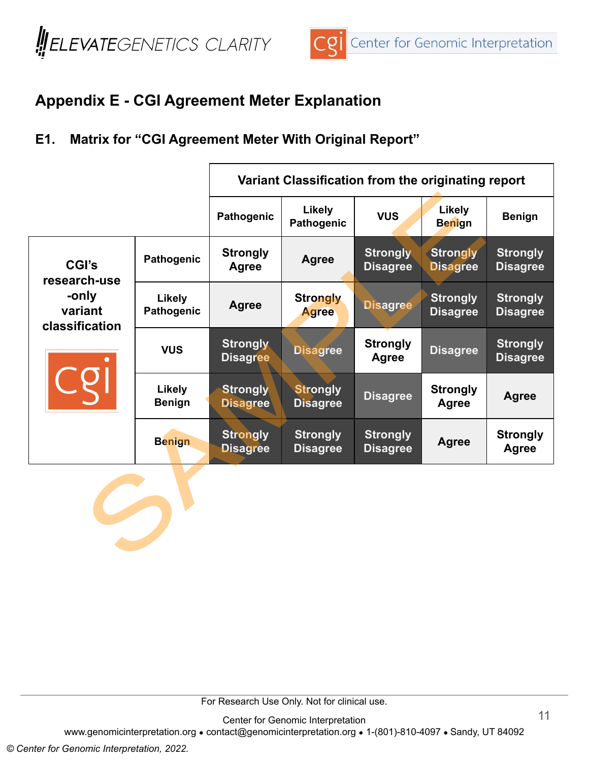## Appendix E - CGI Agreement Meter Explanation

### E1. Matrix for “CGI Agreement Meter With Original Report”

| | | Variant Classification from the originating report | | | | |
|---|---|---|---|---|---|---|
| | | Pathogenic | Likely Pathogenic | VUS | Likely Benign | Benign |
| CGI’s research-use-only variant classification | Pathogenic | Strongly Agree | Agree | Strongly Disagree | Strongly Disagree | Strongly Disagree |
| | Likely Pathogenic | Agree | Strongly Agree | Disagree | Strongly Disagree | Strongly Disagree |
| | VUS | Strongly Disagree | Disagree | Strongly Agree | Disagree | Strongly Disagree |
| | Likely Benign | Strongly Disagree | Strongly Disagree | Disagree | Strongly Agree | Agree |
| | Benign | Strongly Disagree | Strongly Disagree | Strongly Disagree | Agree | Strongly Agree |

For Research Use Only. Not for clinical use.

Center for Genomic Interpretation
www.genomicinterpretation.org • contact@genomicinterpretation.org • 1-(801)-810-4097 • Sandy, UT 84092

*© Center for Genomic Interpretation, 2022.*